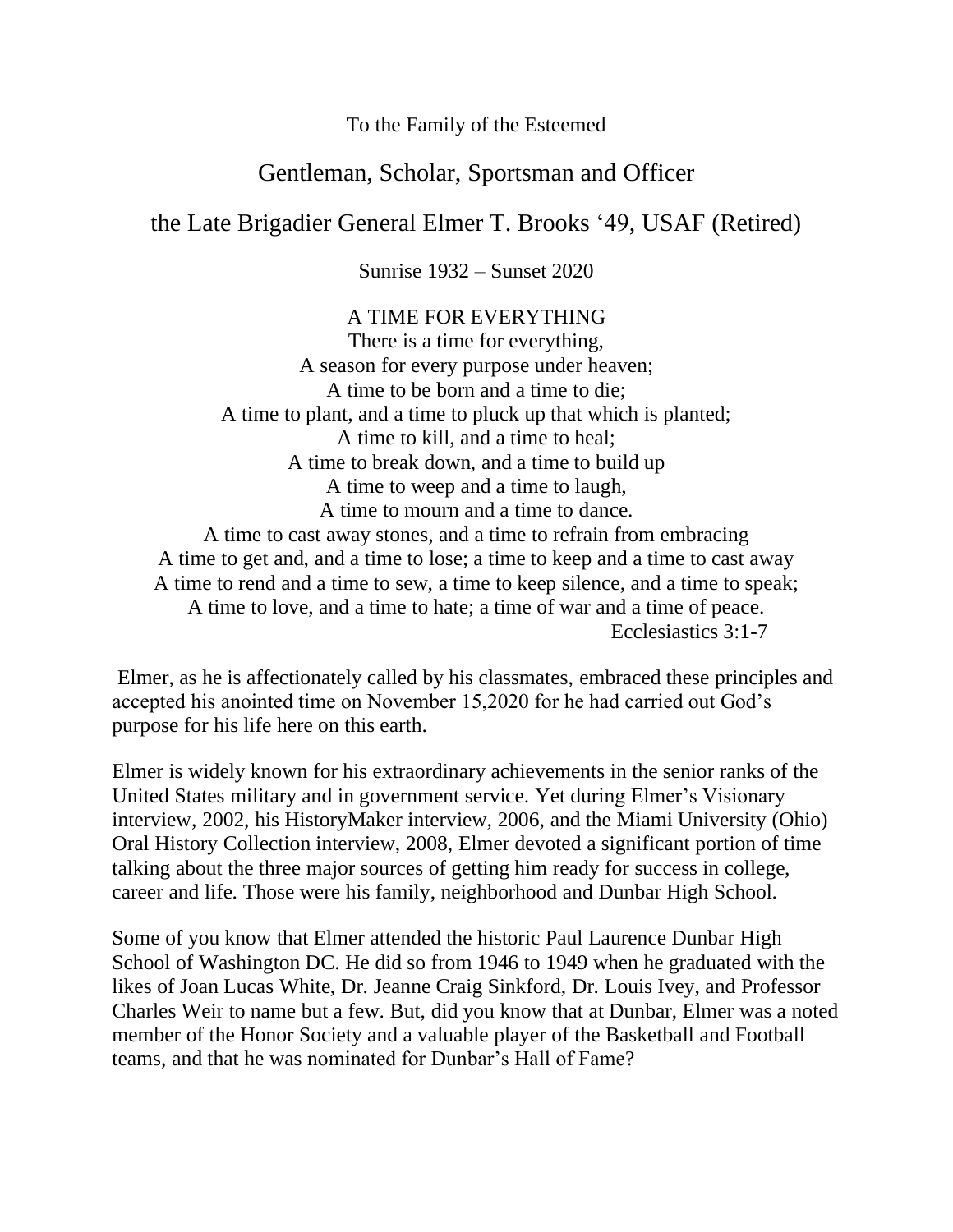To the Family of the Esteemed

## Gentleman, Scholar, Sportsman and Officer

## the Late Brigadier General Elmer T. Brooks '49, USAF (Retired)

Sunrise 1932 – Sunset 2020

A TIME FOR EVERYTHING
There is a time for everything,
A season for every purpose under heaven;
A time to be born and a time to die;
A time to plant, and a time to pluck up that which is planted;
A time to kill, and a time to heal;
A time to break down, and a time to build up
A time to weep and a time to laugh,
A time to mourn and a time to dance.
A time to cast away stones, and a time to refrain from embracing
A time to get and, and a time to lose; a time to keep and a time to cast away
A time to rend and a time to sew, a time to keep silence, and a time to speak;
A time to love, and a time to hate; a time of war and a time of peace.
Ecclesiastics 3:1-7

Elmer, as he is affectionately called by his classmates, embraced these principles and accepted his anointed time on November 15,2020 for he had carried out God's purpose for his life here on this earth.

Elmer is widely known for his extraordinary achievements in the senior ranks of the United States military and in government service. Yet during Elmer's Visionary interview, 2002, his HistoryMaker interview, 2006, and the Miami University (Ohio) Oral History Collection interview, 2008, Elmer devoted a significant portion of time talking about the three major sources of getting him ready for success in college, career and life. Those were his family, neighborhood and Dunbar High School.

Some of you know that Elmer attended the historic Paul Laurence Dunbar High School of Washington DC. He did so from 1946 to 1949 when he graduated with the likes of Joan Lucas White, Dr. Jeanne Craig Sinkford, Dr. Louis Ivey, and Professor Charles Weir to name but a few. But, did you know that at Dunbar, Elmer was a noted member of the Honor Society and a valuable player of the Basketball and Football teams, and that he was nominated for Dunbar's Hall of Fame?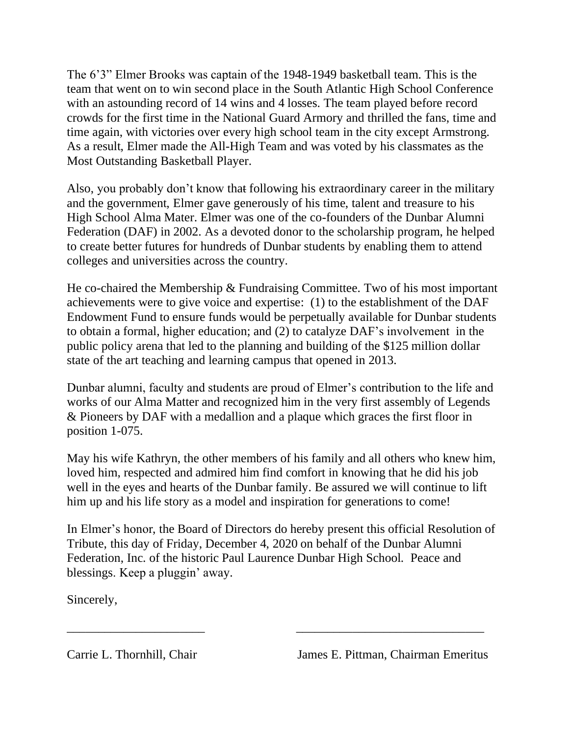The 6'3" Elmer Brooks was captain of the 1948-1949 basketball team. This is the team that went on to win second place in the South Atlantic High School Conference with an astounding record of 14 wins and 4 losses. The team played before record crowds for the first time in the National Guard Armory and thrilled the fans, time and time again, with victories over every high school team in the city except Armstrong. As a result, Elmer made the All-High Team and was voted by his classmates as the Most Outstanding Basketball Player.

Also, you probably don't know that following his extraordinary career in the military and the government, Elmer gave generously of his time, talent and treasure to his High School Alma Mater. Elmer was one of the co-founders of the Dunbar Alumni Federation (DAF) in 2002. As a devoted donor to the scholarship program, he helped to create better futures for hundreds of Dunbar students by enabling them to attend colleges and universities across the country.

He co-chaired the Membership & Fundraising Committee. Two of his most important achievements were to give voice and expertise: (1) to the establishment of the DAF Endowment Fund to ensure funds would be perpetually available for Dunbar students to obtain a formal, higher education; and (2) to catalyze DAF's involvement in the public policy arena that led to the planning and building of the $125 million dollar state of the art teaching and learning campus that opened in 2013.

Dunbar alumni, faculty and students are proud of Elmer's contribution to the life and works of our Alma Matter and recognized him in the very first assembly of Legends & Pioneers by DAF with a medallion and a plaque which graces the first floor in position 1-075.

May his wife Kathryn, the other members of his family and all others who knew him, loved him, respected and admired him find comfort in knowing that he did his job well in the eyes and hearts of the Dunbar family. Be assured we will continue to lift him up and his life story as a model and inspiration for generations to come!

In Elmer's honor, the Board of Directors do hereby present this official Resolution of Tribute, this day of Friday, December 4, 2020 on behalf of the Dunbar Alumni Federation, Inc. of the historic Paul Laurence Dunbar High School. Peace and blessings. Keep a pluggin' away.

Sincerely,

______________________ ______________________________

Carrie L. Thornhill, Chair James E. Pittman, Chairman Emeritus